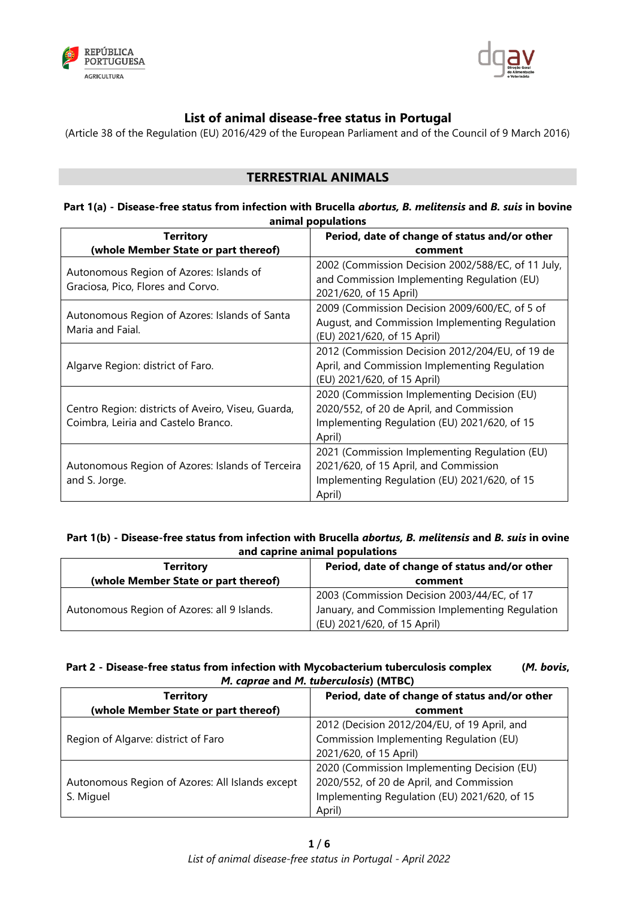# List of animal disease-free status in Portugal

(Article 38 of the Regulation (EU) 2016/429 of the European Parliament and of the Council of 9 March 2016)

## TERRESTRIAL ANIMALS

### Part 1(a) - Disease-free status from infection with Brucella *abortus, B. melitensis* and *B. suis* in bovine animal populations

| Territory (whole Member State or part thereof) | Period, date of change of status and/or other comment |
|---|---|
| Autonomous Region of Azores: Islands of Graciosa, Pico, Flores and Corvo. | 2002 (Commission Decision 2002/588/EC, of 11 July, and Commission Implementing Regulation (EU) 2021/620, of 15 April) |
| Autonomous Region of Azores: Islands of Santa Maria and Faial. | 2009 (Commission Decision 2009/600/EC, of 5 of August, and Commission Implementing Regulation (EU) 2021/620, of 15 April) |
| Algarve Region: district of Faro. | 2012 (Commission Decision 2012/204/EU, of 19 de April, and Commission Implementing Regulation (EU) 2021/620, of 15 April) |
| Centro Region: districts of Aveiro, Viseu, Guarda, Coimbra, Leiria and Castelo Branco. | 2020 (Commission Implementing Decision (EU) 2020/552, of 20 de April, and Commission Implementing Regulation (EU) 2021/620, of 15 April) |
| Autonomous Region of Azores: Islands of Terceira and S. Jorge. | 2021 (Commission Implementing Regulation (EU) 2021/620, of 15 April, and Commission Implementing Regulation (EU) 2021/620, of 15 April) |

### Part 1(b) - Disease-free status from infection with Brucella *abortus, B. melitensis* and *B. suis* in ovine and caprine animal populations

| Territory (whole Member State or part thereof) | Period, date of change of status and/or other comment |
|---|---|
| Autonomous Region of Azores: all 9 Islands. | 2003 (Commission Decision 2003/44/EC, of 17 January, and Commission Implementing Regulation (EU) 2021/620, of 15 April) |

### Part 2 - Disease-free status from infection with Mycobacterium tuberculosis complex (*M. bovis*, *M. caprae* and *M. tuberculosis*) (MTBC)

| Territory (whole Member State or part thereof) | Period, date of change of status and/or other comment |
|---|---|
| Region of Algarve: district of Faro | 2012 (Decision 2012/204/EU, of 19 April, and Commission Implementing Regulation (EU) 2021/620, of 15 April) |
| Autonomous Region of Azores: All Islands except S. Miguel | 2020 (Commission Implementing Decision (EU) 2020/552, of 20 de April, and Commission Implementing Regulation (EU) 2021/620, of 15 April) |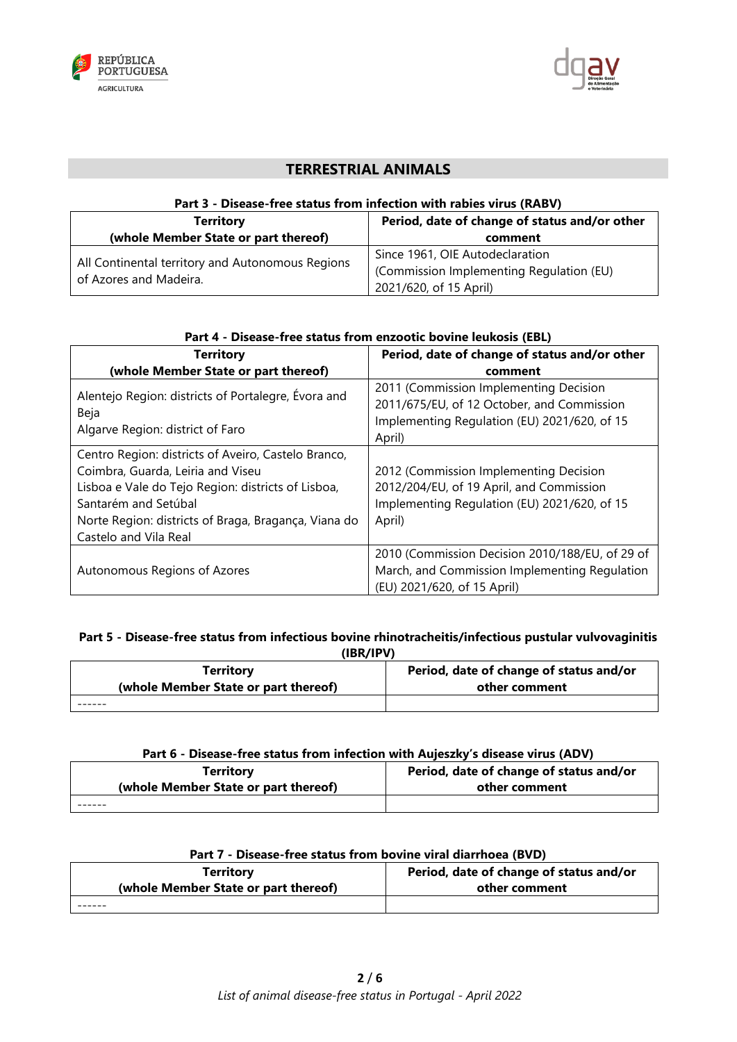## TERRESTRIAL ANIMALS

**Part 3 - Disease-free status from infection with rabies virus (RABV)**

| Territory (whole Member State or part thereof) | Period, date of change of status and/or other comment |
|---|---|
| All Continental territory and Autonomous Regions of Azores and Madeira. | Since 1961, OIE Autodeclaration (Commission Implementing Regulation (EU) 2021/620, of 15 April) |

**Part 4 - Disease-free status from enzootic bovine leukosis (EBL)**

| Territory (whole Member State or part thereof) | Period, date of change of status and/or other comment |
|---|---|
| Alentejo Region: districts of Portalegre, Évora and Beja<br>Algarve Region: district of Faro | 2011 (Commission Implementing Decision 2011/675/EU, of 12 October, and Commission Implementing Regulation (EU) 2021/620, of 15 April) |
| Centro Region: districts of Aveiro, Castelo Branco, Coimbra, Guarda, Leiria and Viseu<br>Lisboa e Vale do Tejo Region: districts of Lisboa, Santarém and Setúbal<br>Norte Region: districts of Braga, Bragança, Viana do Castelo and Vila Real | 2012 (Commission Implementing Decision 2012/204/EU, of 19 April, and Commission Implementing Regulation (EU) 2021/620, of 15 April) |
| Autonomous Regions of Azores | 2010 (Commission Decision 2010/188/EU, of 29 of March, and Commission Implementing Regulation (EU) 2021/620, of 15 April) |

**Part 5 - Disease-free status from infectious bovine rhinotracheitis/infectious pustular vulvovaginitis (IBR/IPV)**

| Territory (whole Member State or part thereof) | Period, date of change of status and/or other comment |
|---|---|
| ------ | |

**Part 6 - Disease-free status from infection with Aujeszky's disease virus (ADV)**

| Territory (whole Member State or part thereof) | Period, date of change of status and/or other comment |
|---|---|
| ------ | |

**Part 7 - Disease-free status from bovine viral diarrhoea (BVD)**

| Territory (whole Member State or part thereof) | Period, date of change of status and/or other comment |
|---|---|
| ------ | |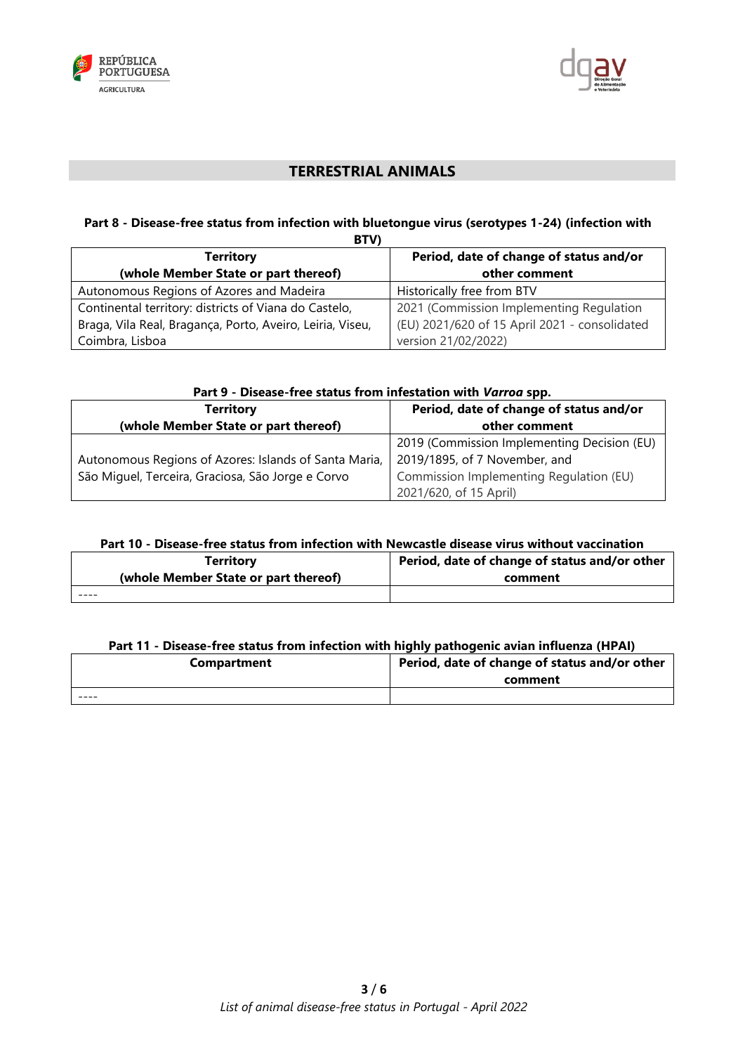## TERRESTRIAL ANIMALS

### Part 8 - Disease-free status from infection with bluetongue virus (serotypes 1-24) (infection with BTV)

| Territory (whole Member State or part thereof) | Period, date of change of status and/or other comment |
|---|---|
| Autonomous Regions of Azores and Madeira | Historically free from BTV |
| Continental territory: districts of Viana do Castelo, Braga, Vila Real, Bragança, Porto, Aveiro, Leiria, Viseu, Coimbra, Lisboa | 2021 (Commission Implementing Regulation (EU) 2021/620 of 15 April 2021 - consolidated version 21/02/2022) |

### Part 9 - Disease-free status from infestation with *Varroa* spp.

| Territory (whole Member State or part thereof) | Period, date of change of status and/or other comment |
|---|---|
| Autonomous Regions of Azores: Islands of Santa Maria, São Miguel, Terceira, Graciosa, São Jorge e Corvo | 2019 (Commission Implementing Decision (EU) 2019/1895, of 7 November, and Commission Implementing Regulation (EU) 2021/620, of 15 April) |

### Part 10 - Disease-free status from infection with Newcastle disease virus without vaccination

| Territory (whole Member State or part thereof) | Period, date of change of status and/or other comment |
|---|---|
| ---- | |

### Part 11 - Disease-free status from infection with highly pathogenic avian influenza (HPAI)

| Compartment | Period, date of change of status and/or other comment |
|---|---|
| ---- | |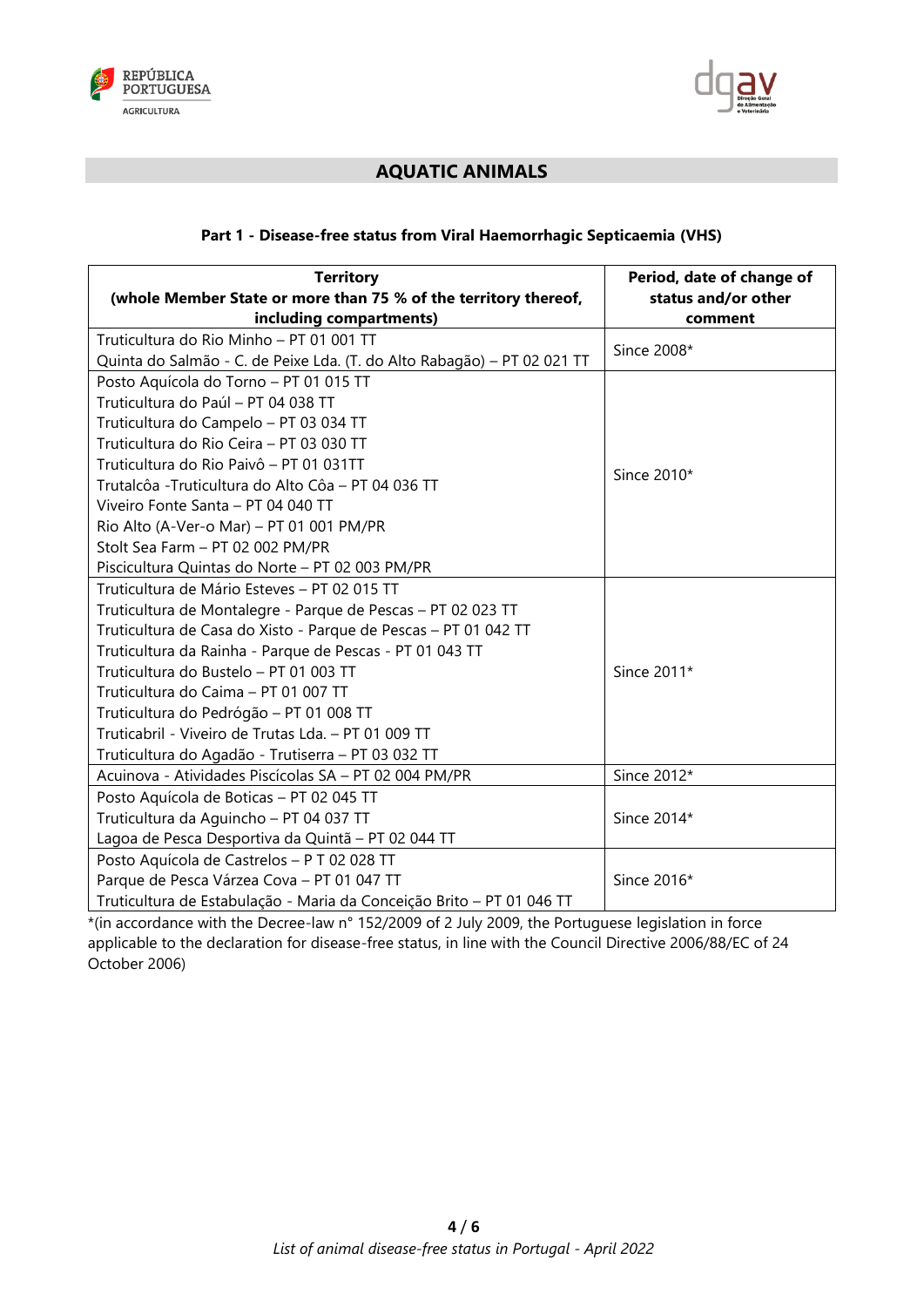## AQUATIC ANIMALS

### Part 1 - Disease-free status from Viral Haemorrhagic Septicaemia (VHS)

| Territory (whole Member State or more than 75 % of the territory thereof, including compartments) | Period, date of change of status and/or other comment |
|---|---|
| Truticultura do Rio Minho – PT 01 001 TT<br>Quinta do Salmão - C. de Peixe Lda. (T. do Alto Rabagão) – PT 02 021 TT | Since 2008* |
| Posto Aquícola do Torno – PT 01 015 TT<br>Truticultura do Paúl – PT 04 038 TT<br>Truticultura do Campelo – PT 03 034 TT<br>Truticultura do Rio Ceira – PT 03 030 TT<br>Truticultura do Rio Paivô – PT 01 031TT<br>Trutalcôa -Truticultura do Alto Côa – PT 04 036 TT<br>Viveiro Fonte Santa – PT 04 040 TT<br>Rio Alto (A-Ver-o Mar) – PT 01 001 PM/PR<br>Stolt Sea Farm – PT 02 002 PM/PR<br>Piscicultura Quintas do Norte – PT 02 003 PM/PR | Since 2010* |
| Truticultura de Mário Esteves – PT 02 015 TT<br>Truticultura de Montalegre - Parque de Pescas – PT 02 023 TT<br>Truticultura de Casa do Xisto - Parque de Pescas – PT 01 042 TT<br>Truticultura da Rainha - Parque de Pescas - PT 01 043 TT<br>Truticultura do Bustelo – PT 01 003 TT<br>Truticultura do Caima – PT 01 007 TT<br>Truticultura do Pedrógão – PT 01 008 TT<br>Truticabril - Viveiro de Trutas Lda. – PT 01 009 TT<br>Truticultura do Agadão - Trutiserra – PT 03 032 TT | Since 2011* |
| Acuinova - Atividades Piscícolas SA – PT 02 004 PM/PR | Since 2012* |
| Posto Aquícola de Boticas – PT 02 045 TT<br>Truticultura da Aguincho – PT 04 037 TT<br>Lagoa de Pesca Desportiva da Quintã – PT 02 044 TT | Since 2014* |
| Posto Aquícola de Castrelos – P T 02 028 TT<br>Parque de Pesca Várzea Cova – PT 01 047 TT<br>Truticultura de Estabulação - Maria da Conceição Brito – PT 01 046 TT | Since 2016* |

*(in accordance with the Decree-law n° 152/2009 of 2 July 2009, the Portuguese legislation in force applicable to the declaration for disease-free status, in line with the Council Directive 2006/88/EC of 24 October 2006)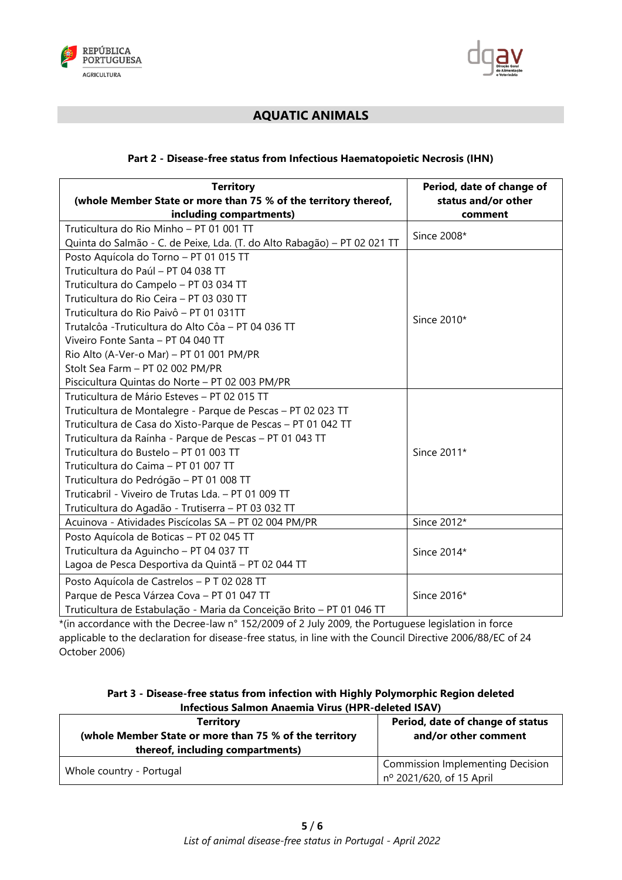## AQUATIC ANIMALS

### Part 2 - Disease-free status from Infectious Haematopoietic Necrosis (IHN)

| Territory (whole Member State or more than 75 % of the territory thereof, including compartments) | Period, date of change of status and/or other comment |
|---|---|
| Truticultura do Rio Minho – PT 01 001 TT<br>Quinta do Salmão - C. de Peixe, Lda. (T. do Alto Rabagão) – PT 02 021 TT | Since 2008* |
| Posto Aquícola do Torno – PT 01 015 TT<br>Truticultura do Paúl – PT 04 038 TT<br>Truticultura do Campelo – PT 03 034 TT<br>Truticultura do Rio Ceira – PT 03 030 TT<br>Truticultura do Rio Paivô – PT 01 031TT<br>Trutalcôa -Truticultura do Alto Côa – PT 04 036 TT<br>Viveiro Fonte Santa – PT 04 040 TT<br>Rio Alto (A-Ver-o Mar) – PT 01 001 PM/PR<br>Stolt Sea Farm – PT 02 002 PM/PR<br>Piscicultura Quintas do Norte – PT 02 003 PM/PR | Since 2010* |
| Truticultura de Mário Esteves – PT 02 015 TT<br>Truticultura de Montalegre - Parque de Pescas – PT 02 023 TT<br>Truticultura de Casa do Xisto-Parque de Pescas – PT 01 042 TT<br>Truticultura da Raínha - Parque de Pescas – PT 01 043 TT<br>Truticultura do Bustelo – PT 01 003 TT<br>Truticultura do Caima – PT 01 007 TT<br>Truticultura do Pedrógão – PT 01 008 TT<br>Truticabril - Viveiro de Trutas Lda. – PT 01 009 TT<br>Truticultura do Agadão - Trutiserra – PT 03 032 TT | Since 2011* |
| Acuinova - Atividades Piscícolas SA – PT 02 004 PM/PR | Since 2012* |
| Posto Aquícola de Boticas – PT 02 045 TT<br>Truticultura da Aguincho – PT 04 037 TT<br>Lagoa de Pesca Desportiva da Quintã – PT 02 044 TT | Since 2014* |
| Posto Aquícola de Castrelos – P T 02 028 TT<br>Parque de Pesca Várzea Cova – PT 01 047 TT<br>Truticultura de Estabulação - Maria da Conceição Brito – PT 01 046 TT | Since 2016* |

*(in accordance with the Decree-law n° 152/2009 of 2 July 2009, the Portuguese legislation in force applicable to the declaration for disease-free status, in line with the Council Directive 2006/88/EC of 24 October 2006)

### Part 3 - Disease-free status from infection with Highly Polymorphic Region deleted Infectious Salmon Anaemia Virus (HPR-deleted ISAV)

| Territory (whole Member State or more than 75 % of the territory thereof, including compartments) | Period, date of change of status and/or other comment |
|---|---|
| Whole country - Portugal | Commission Implementing Decision nº 2021/620, of 15 April |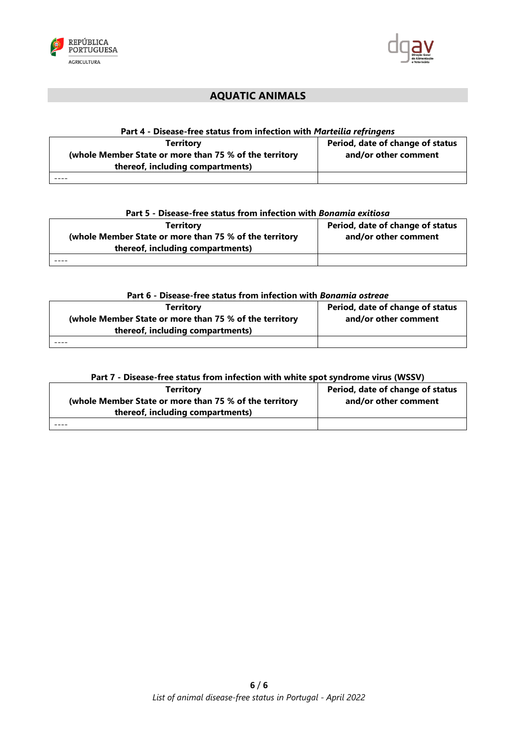## AQUATIC ANIMALS

**Part 4 - Disease-free status from infection with *Marteilia refringens***

| Territory (whole Member State or more than 75 % of the territory thereof, including compartments) | Period, date of change of status and/or other comment |
|---|---|
| ---- | |

**Part 5 - Disease-free status from infection with *Bonamia exitiosa***

| Territory (whole Member State or more than 75 % of the territory thereof, including compartments) | Period, date of change of status and/or other comment |
|---|---|
| ---- | |

**Part 6 - Disease-free status from infection with *Bonamia ostreae***

| Territory (whole Member State or more than 75 % of the territory thereof, including compartments) | Period, date of change of status and/or other comment |
|---|---|
| ---- | |

**Part 7 - Disease-free status from infection with white spot syndrome virus (WSSV)**

| Territory (whole Member State or more than 75 % of the territory thereof, including compartments) | Period, date of change of status and/or other comment |
|---|---|
| ---- | |